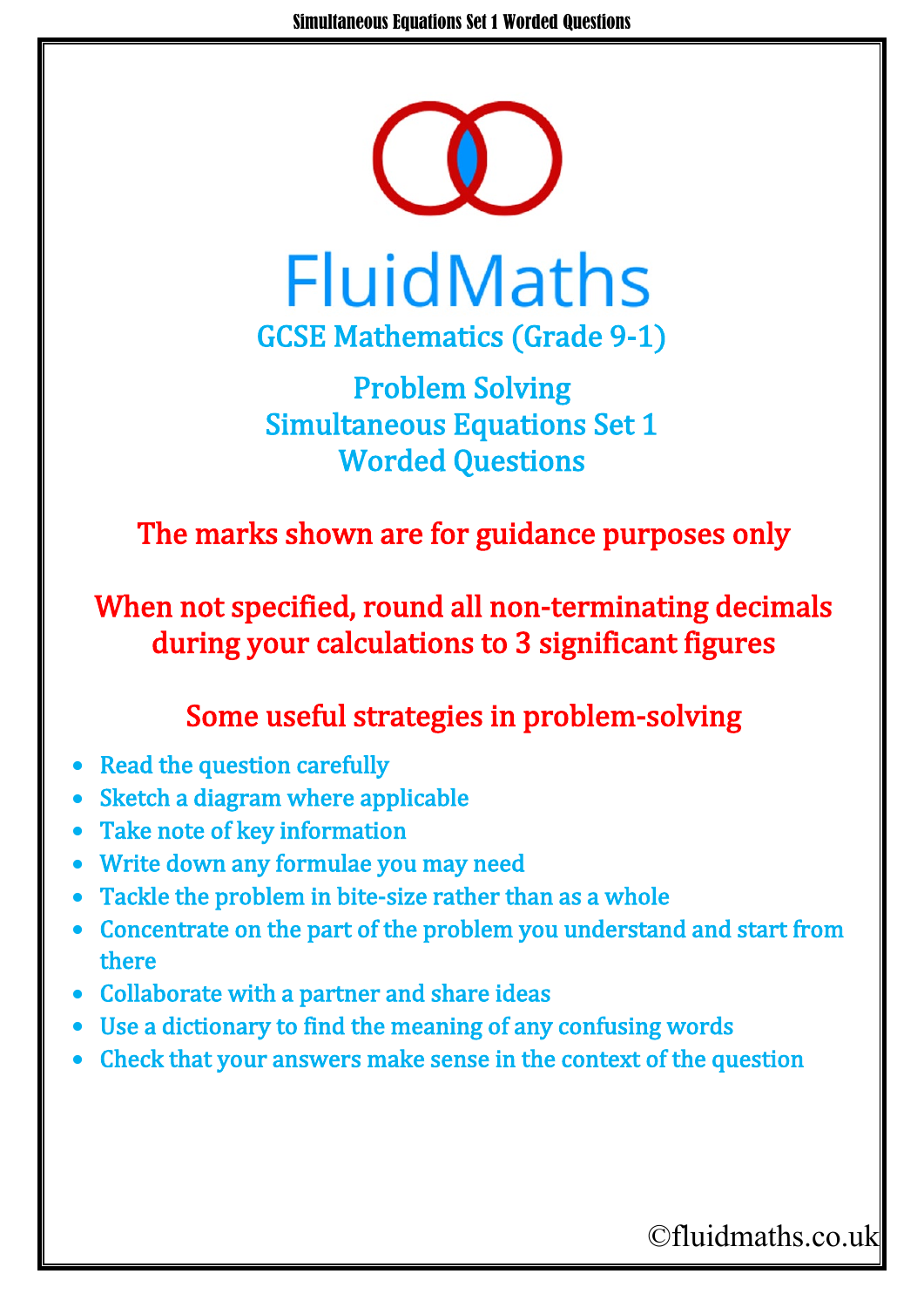# FluidMaths

## GCSE Mathematics (Grade 9-1)

## Problem Solving
## Simultaneous Equations Set 1
## Worded Questions

**The marks shown are for guidance purposes only**

**When not specified, round all non-terminating decimals during your calculations to 3 significant figures**

### Some useful strategies in problem-solving

- Read the question carefully
- Sketch a diagram where applicable
- Take note of key information
- Write down any formulae you may need
- Tackle the problem in bite-size rather than as a whole
- Concentrate on the part of the problem you understand and start from there
- Collaborate with a partner and share ideas
- Use a dictionary to find the meaning of any confusing words
- Check that your answers make sense in the context of the question

©fluidmaths.co.uk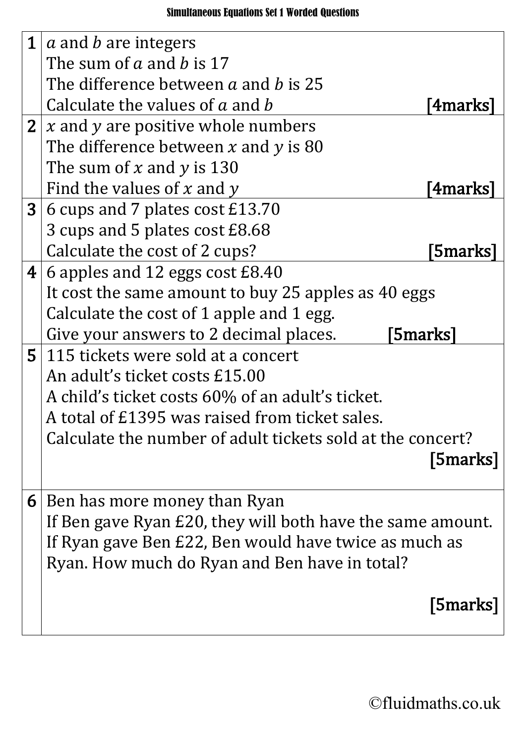# Simultaneous Equations Set 1 Worded Questions

| | |
|---|---|
| 1 | $a$ and $b$ are integers<br>The sum of $a$ and $b$ is 17<br>The difference between $a$ and $b$ is 25<br>Calculate the values of $a$ and $b$ **[4marks]** |
| 2 | $x$ and $y$ are positive whole numbers<br>The difference between $x$ and $y$ is 80<br>The sum of $x$ and $y$ is 130<br>Find the values of $x$ and $y$ **[4marks]** |
| 3 | 6 cups and 7 plates cost £13.70<br>3 cups and 5 plates cost £8.68<br>Calculate the cost of 2 cups? **[5marks]** |
| 4 | 6 apples and 12 eggs cost £8.40<br>It cost the same amount to buy 25 apples as 40 eggs<br>Calculate the cost of 1 apple and 1 egg.<br>Give your answers to 2 decimal places. **[5marks]** |
| 5 | 115 tickets were sold at a concert<br>An adult's ticket costs £15.00<br>A child's ticket costs 60% of an adult's ticket.<br>A total of £1395 was raised from ticket sales.<br>Calculate the number of adult tickets sold at the concert? **[5marks]** |
| 6 | Ben has more money than Ryan<br>If Ben gave Ryan £20, they will both have the same amount.<br>If Ryan gave Ben £22, Ben would have twice as much as Ryan. How much do Ryan and Ben have in total? **[5marks]** |

©fluidmaths.co.uk